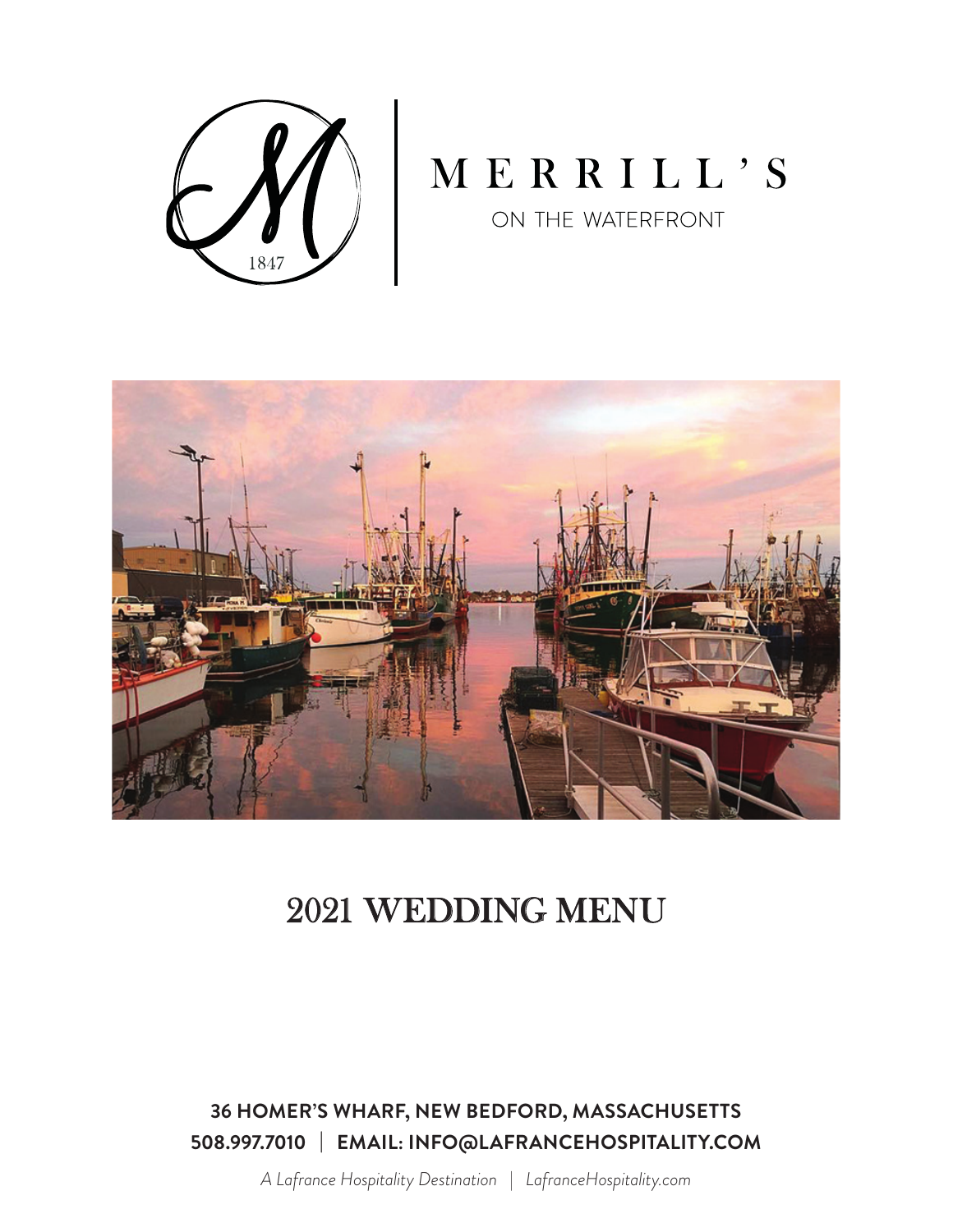# MERRILL'S

ON THE WATERFRONT

1847

## 2021 WEDDING MENU

**36 HOMER'S WHARF, NEW BEDFORD, MASSACHUSETTS**

**508.997.7010 | EMAIL: INFO@LAFRANCEHOSPITALITY.COM**

*A Lafrance Hospitality Destination | LafranceHospitality.com*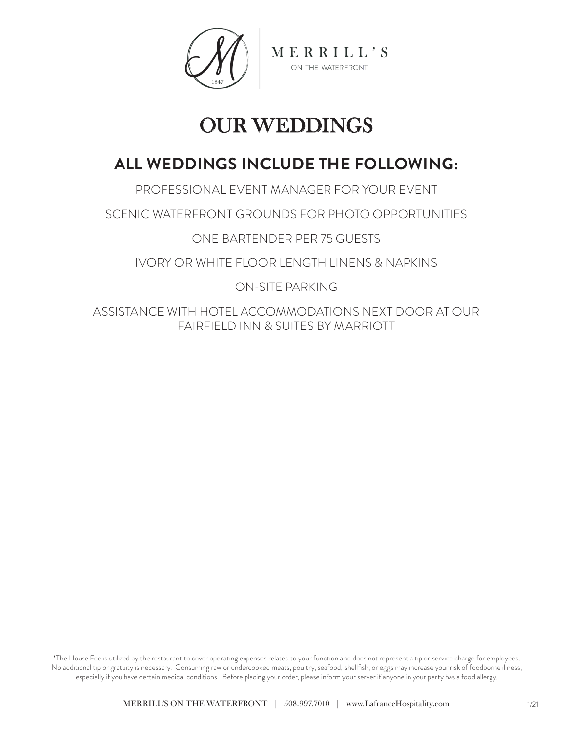MERRILL'S
ON THE WATERFRONT

# OUR WEDDINGS

## ALL WEDDINGS INCLUDE THE FOLLOWING:

PROFESSIONAL EVENT MANAGER FOR YOUR EVENT

SCENIC WATERFRONT GROUNDS FOR PHOTO OPPORTUNITIES

ONE BARTENDER PER 75 GUESTS

IVORY OR WHITE FLOOR LENGTH LINENS & NAPKINS

ON-SITE PARKING

ASSISTANCE WITH HOTEL ACCOMMODATIONS NEXT DOOR AT OUR FAIRFIELD INN & SUITES BY MARRIOTT

*The House Fee is utilized by the restaurant to cover operating expenses related to your function and does not represent a tip or service charge for employees. No additional tip or gratuity is necessary. Consuming raw or undercooked meats, poultry, seafood, shellfish, or eggs may increase your risk of foodborne illness, especially if you have certain medical conditions. Before placing your order, please inform your server if anyone in your party has a food allergy.

MERRILL'S ON THE WATERFRONT | 508.997.7010 | www.LafranceHospitality.com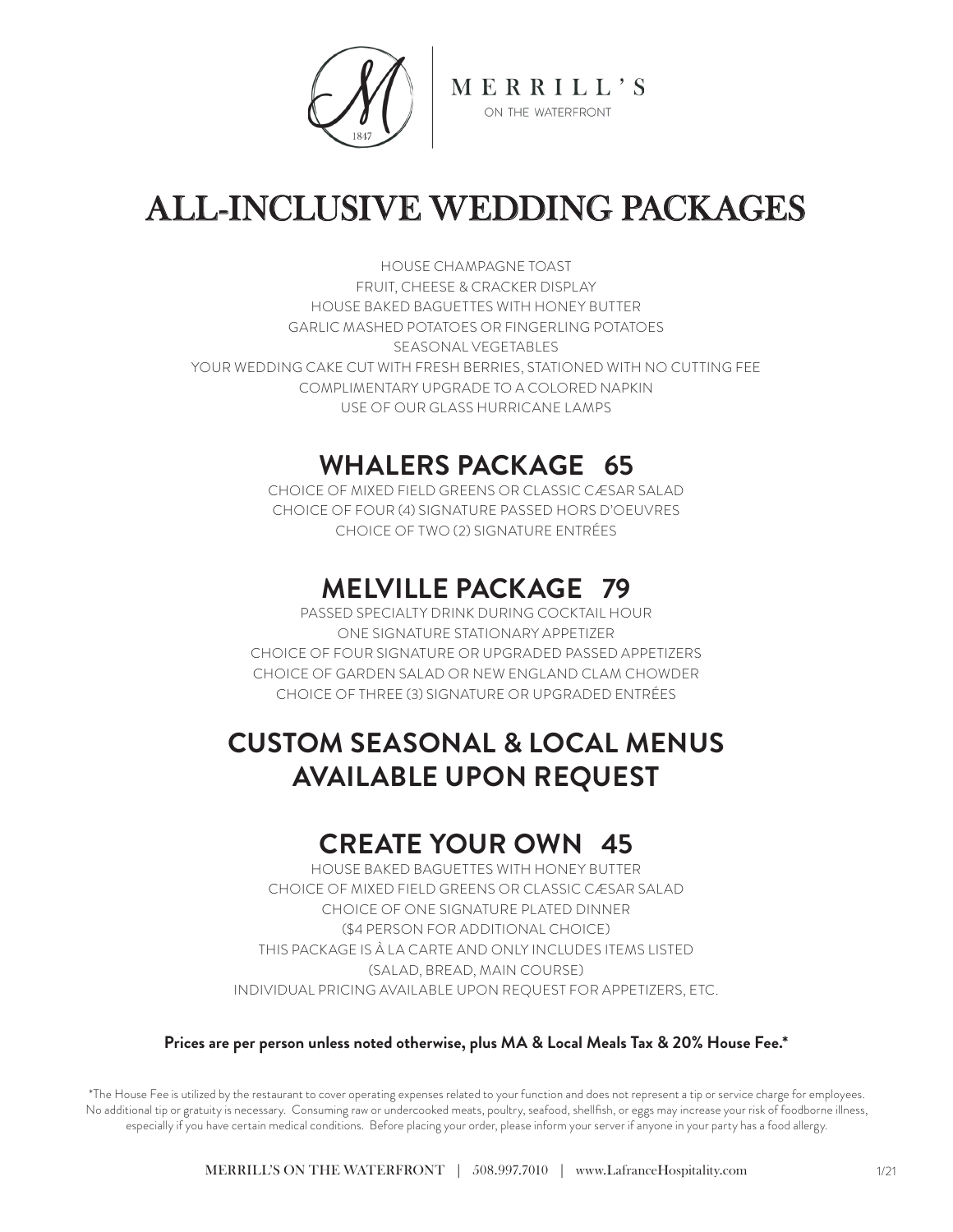MERRILL'S
ON THE WATERFRONT

# ALL-INCLUSIVE WEDDING PACKAGES

HOUSE CHAMPAGNE TOAST
FRUIT, CHEESE & CRACKER DISPLAY
HOUSE BAKED BAGUETTES WITH HONEY BUTTER
GARLIC MASHED POTATOES OR FINGERLING POTATOES
SEASONAL VEGETABLES
YOUR WEDDING CAKE CUT WITH FRESH BERRIES, STATIONED WITH NO CUTTING FEE
COMPLIMENTARY UPGRADE TO A COLORED NAPKIN
USE OF OUR GLASS HURRICANE LAMPS

## WHALERS PACKAGE 65

CHOICE OF MIXED FIELD GREENS OR CLASSIC CÆSAR SALAD
CHOICE OF FOUR (4) SIGNATURE PASSED HORS D'OEUVRES
CHOICE OF TWO (2) SIGNATURE ENTRÉES

## MELVILLE PACKAGE 79

PASSED SPECIALTY DRINK DURING COCKTAIL HOUR
ONE SIGNATURE STATIONARY APPETIZER
CHOICE OF FOUR SIGNATURE OR UPGRADED PASSED APPETIZERS
CHOICE OF GARDEN SALAD OR NEW ENGLAND CLAM CHOWDER
CHOICE OF THREE (3) SIGNATURE OR UPGRADED ENTRÉES

## CUSTOM SEASONAL & LOCAL MENUS AVAILABLE UPON REQUEST

## CREATE YOUR OWN 45

HOUSE BAKED BAGUETTES WITH HONEY BUTTER
CHOICE OF MIXED FIELD GREENS OR CLASSIC CÆSAR SALAD
CHOICE OF ONE SIGNATURE PLATED DINNER
($4 PERSON FOR ADDITIONAL CHOICE)
THIS PACKAGE IS À LA CARTE AND ONLY INCLUDES ITEMS LISTED
(SALAD, BREAD, MAIN COURSE)
INDIVIDUAL PRICING AVAILABLE UPON REQUEST FOR APPETIZERS, ETC.

**Prices are per person unless noted otherwise, plus MA & Local Meals Tax & 20% House Fee.***

*The House Fee is utilized by the restaurant to cover operating expenses related to your function and does not represent a tip or service charge for employees. No additional tip or gratuity is necessary. Consuming raw or undercooked meats, poultry, seafood, shellfish, or eggs may increase your risk of foodborne illness, especially if you have certain medical conditions. Before placing your order, please inform your server if anyone in your party has a food allergy.

MERRILL'S ON THE WATERFRONT | 508.997.7010 | www.LafranceHospitality.com

1/21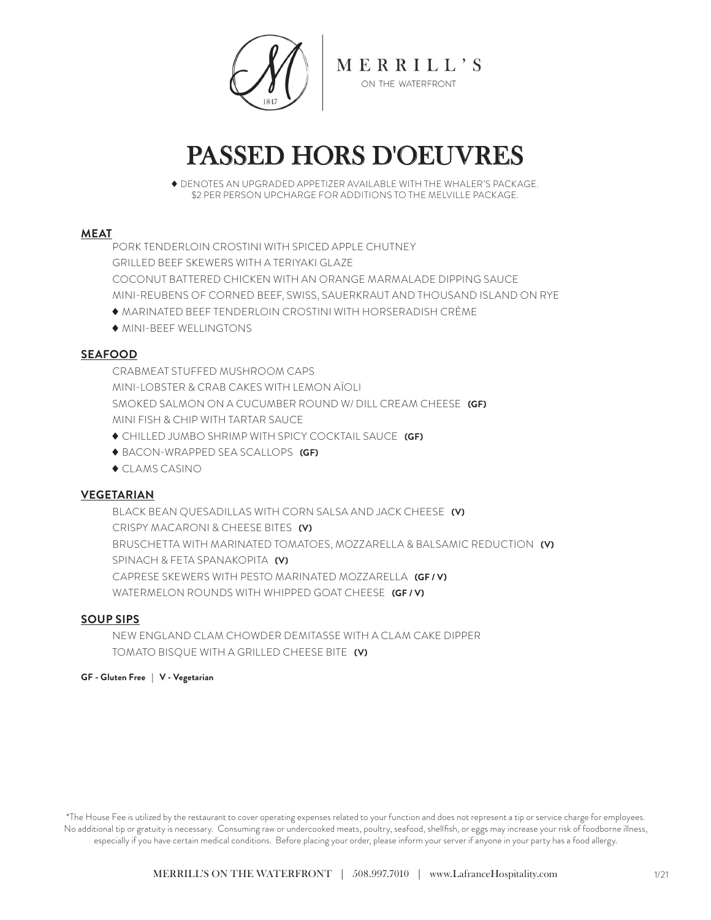MERRILL'S ON THE WATERFRONT

# PASSED HORS D'OEUVRES

♦ DENOTES AN UPGRADED APPETIZER AVAILABLE WITH THE WHALER'S PACKAGE.
$2 PER PERSON UPCHARGE FOR ADDITIONS TO THE MELVILLE PACKAGE.

## MEAT

- PORK TENDERLOIN CROSTINI WITH SPICED APPLE CHUTNEY
- GRILLED BEEF SKEWERS WITH A TERIYAKI GLAZE
- COCONUT BATTERED CHICKEN WITH AN ORANGE MARMALADE DIPPING SAUCE
- MINI-REUBENS OF CORNED BEEF, SWISS, SAUERKRAUT AND THOUSAND ISLAND ON RYE
- ♦ MARINATED BEEF TENDERLOIN CROSTINI WITH HORSERADISH CRÈME
- ♦ MINI-BEEF WELLINGTONS

## SEAFOOD

- CRABMEAT STUFFED MUSHROOM CAPS
- MINI-LOBSTER & CRAB CAKES WITH LEMON AÏOLI
- SMOKED SALMON ON A CUCUMBER ROUND W/ DILL CREAM CHEESE **(GF)**
- MINI FISH & CHIP WITH TARTAR SAUCE
- ♦ CHILLED JUMBO SHRIMP WITH SPICY COCKTAIL SAUCE **(GF)**
- ♦ BACON-WRAPPED SEA SCALLOPS **(GF)**
- ♦ CLAMS CASINO

## VEGETARIAN

- BLACK BEAN QUESADILLAS WITH CORN SALSA AND JACK CHEESE **(V)**
- CRISPY MACARONI & CHEESE BITES **(V)**
- BRUSCHETTA WITH MARINATED TOMATOES, MOZZARELLA & BALSAMIC REDUCTION **(V)**
- SPINACH & FETA SPANAKOPITA **(V)**
- CAPRESE SKEWERS WITH PESTO MARINATED MOZZARELLA **(GF / V)**
- WATERMELON ROUNDS WITH WHIPPED GOAT CHEESE **(GF / V)**

## SOUP SIPS

- NEW ENGLAND CLAM CHOWDER DEMITASSE WITH A CLAM CAKE DIPPER
- TOMATO BISQUE WITH A GRILLED CHEESE BITE **(V)**

**GF - Gluten Free** | **V - Vegetarian**

*The House Fee is utilized by the restaurant to cover operating expenses related to your function and does not represent a tip or service charge for employees. No additional tip or gratuity is necessary. Consuming raw or undercooked meats, poultry, seafood, shellfish, or eggs may increase your risk of foodborne illness, especially if you have certain medical conditions. Before placing your order, please inform your server if anyone in your party has a food allergy.

MERRILL'S ON THE WATERFRONT | 508.997.7010 | www.LafranceHospitality.com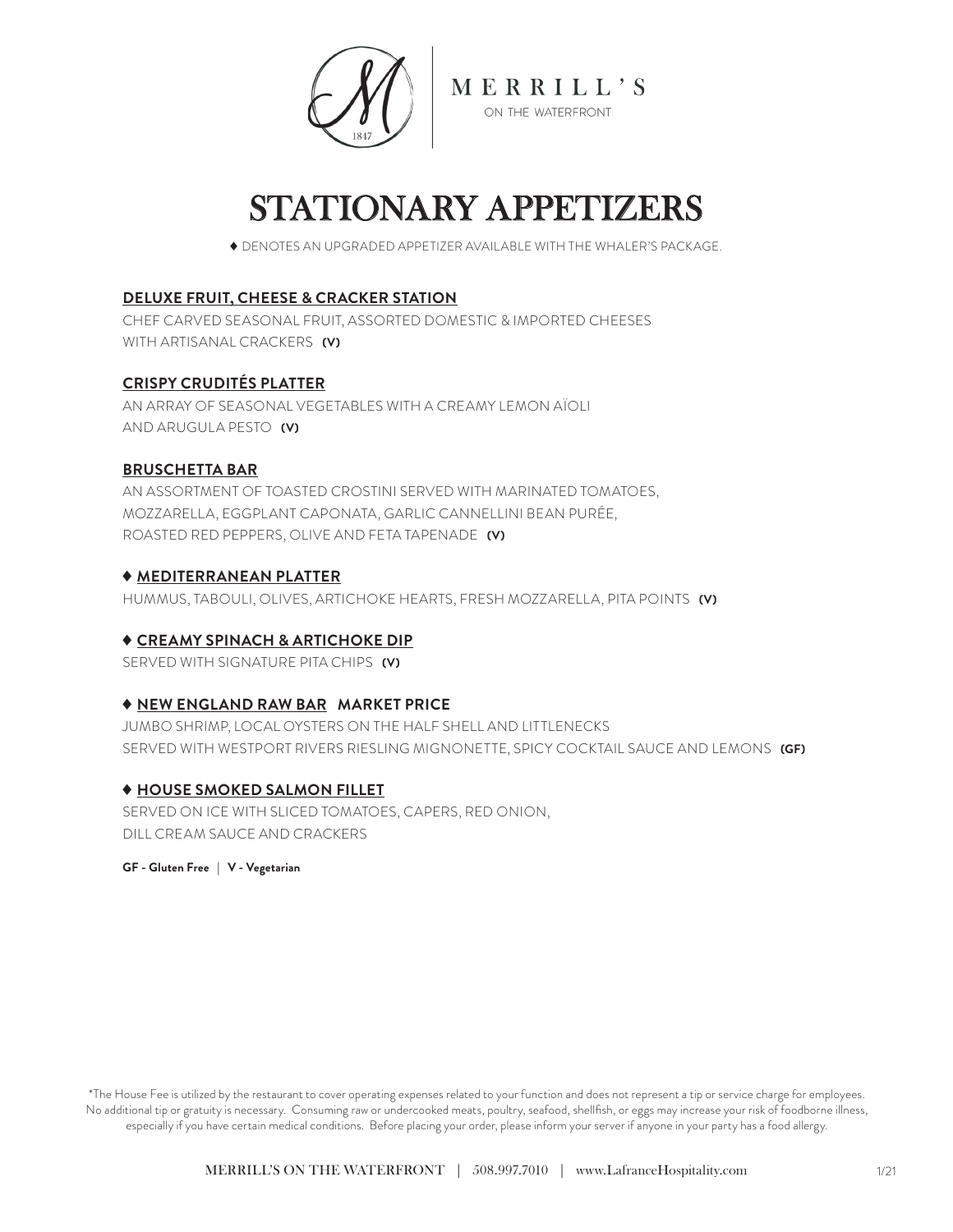MERRILL'S
ON THE WATERFRONT

# STATIONARY APPETIZERS

♦ DENOTES AN UPGRADED APPETIZER AVAILABLE WITH THE WHALER'S PACKAGE.

**DELUXE FRUIT, CHEESE & CRACKER STATION**
CHEF CARVED SEASONAL FRUIT, ASSORTED DOMESTIC & IMPORTED CHEESES
WITH ARTISANAL CRACKERS **(V)**

**CRISPY CRUDITÉS PLATTER**
AN ARRAY OF SEASONAL VEGETABLES WITH A CREAMY LEMON AÏOLI
AND ARUGULA PESTO **(V)**

**BRUSCHETTA BAR**
AN ASSORTMENT OF TOASTED CROSTINI SERVED WITH MARINATED TOMATOES,
MOZZARELLA, EGGPLANT CAPONATA, GARLIC CANNELLINI BEAN PURÉE,
ROASTED RED PEPPERS, OLIVE AND FETA TAPENADE **(V)**

**♦ MEDITERRANEAN PLATTER**
HUMMUS, TABOULI, OLIVES, ARTICHOKE HEARTS, FRESH MOZZARELLA, PITA POINTS **(V)**

**♦ CREAMY SPINACH & ARTICHOKE DIP**
SERVED WITH SIGNATURE PITA CHIPS **(V)**

**♦ NEW ENGLAND RAW BAR MARKET PRICE**
JUMBO SHRIMP, LOCAL OYSTERS ON THE HALF SHELL AND LITTLENECKS
SERVED WITH WESTPORT RIVERS RIESLING MIGNONETTE, SPICY COCKTAIL SAUCE AND LEMONS **(GF)**

**♦ HOUSE SMOKED SALMON FILLET**
SERVED ON ICE WITH SLICED TOMATOES, CAPERS, RED ONION,
DILL CREAM SAUCE AND CRACKERS

**GF - Gluten Free | V - Vegetarian**

*The House Fee is utilized by the restaurant to cover operating expenses related to your function and does not represent a tip or service charge for employees. No additional tip or gratuity is necessary. Consuming raw or undercooked meats, poultry, seafood, shellfish, or eggs may increase your risk of foodborne illness, especially if you have certain medical conditions. Before placing your order, please inform your server if anyone in your party has a food allergy.

MERRILL'S ON THE WATERFRONT | 508.997.7010 | www.LafranceHospitality.com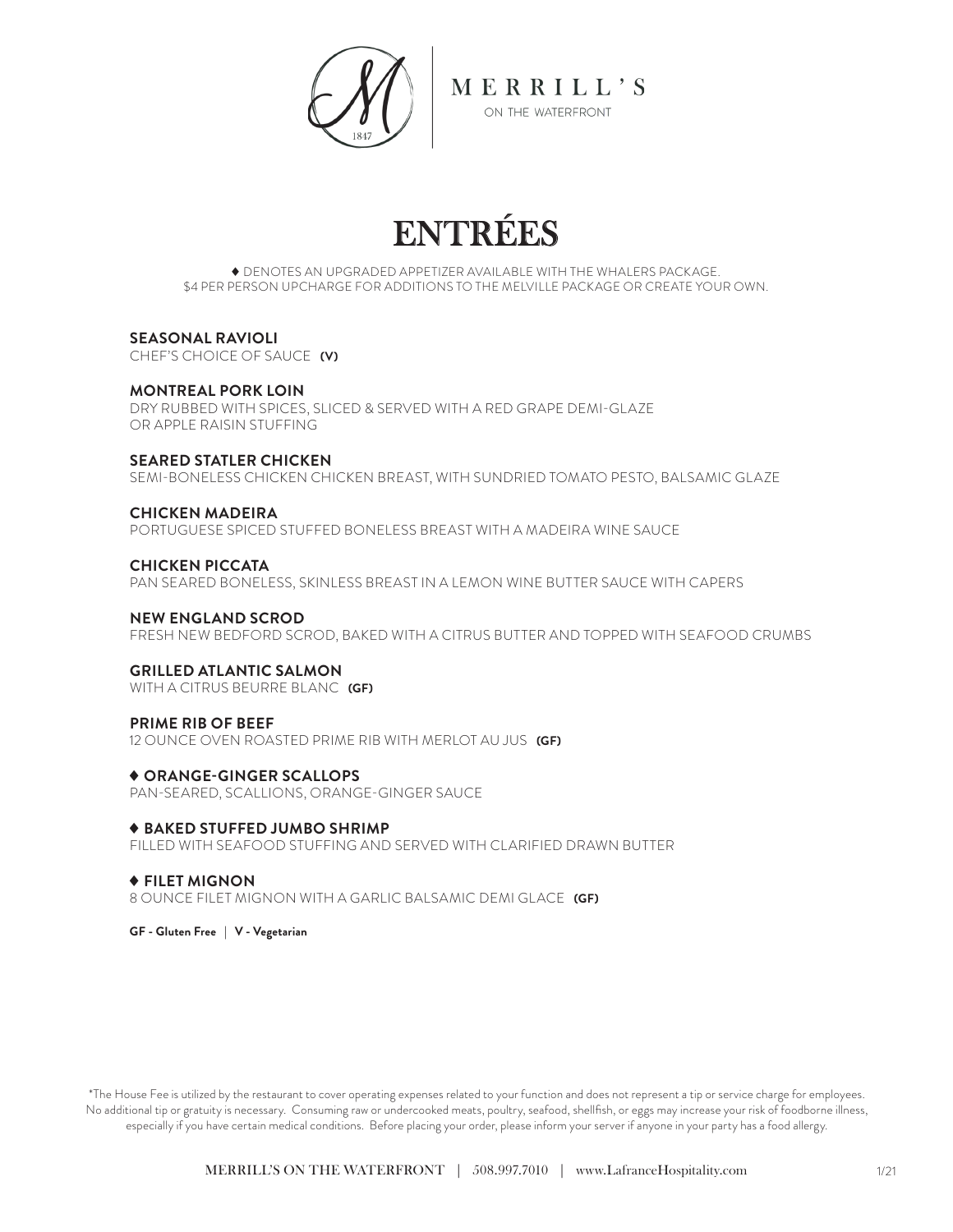MERRILL'S

ON THE WATERFRONT

# ENTRÉES

♦ DENOTES AN UPGRADED APPETIZER AVAILABLE WITH THE WHALERS PACKAGE.
$4 PER PERSON UPCHARGE FOR ADDITIONS TO THE MELVILLE PACKAGE OR CREATE YOUR OWN.

**SEASONAL RAVIOLI**
CHEF'S CHOICE OF SAUCE **(V)**

**MONTREAL PORK LOIN**
DRY RUBBED WITH SPICES, SLICED & SERVED WITH A RED GRAPE DEMI-GLAZE OR APPLE RAISIN STUFFING

**SEARED STATLER CHICKEN**
SEMI-BONELESS CHICKEN CHICKEN BREAST, WITH SUNDRIED TOMATO PESTO, BALSAMIC GLAZE

**CHICKEN MADEIRA**
PORTUGUESE SPICED STUFFED BONELESS BREAST WITH A MADEIRA WINE SAUCE

**CHICKEN PICCATA**
PAN SEARED BONELESS, SKINLESS BREAST IN A LEMON WINE BUTTER SAUCE WITH CAPERS

**NEW ENGLAND SCROD**
FRESH NEW BEDFORD SCROD, BAKED WITH A CITRUS BUTTER AND TOPPED WITH SEAFOOD CRUMBS

**GRILLED ATLANTIC SALMON**
WITH A CITRUS BEURRE BLANC **(GF)**

**PRIME RIB OF BEEF**
12 OUNCE OVEN ROASTED PRIME RIB WITH MERLOT AU JUS **(GF)**

**♦ ORANGE-GINGER SCALLOPS**
PAN-SEARED, SCALLIONS, ORANGE-GINGER SAUCE

**♦ BAKED STUFFED JUMBO SHRIMP**
FILLED WITH SEAFOOD STUFFING AND SERVED WITH CLARIFIED DRAWN BUTTER

**♦ FILET MIGNON**
8 OUNCE FILET MIGNON WITH A GARLIC BALSAMIC DEMI GLACE **(GF)**

**GF - Gluten Free** | **V - Vegetarian**

*The House Fee is utilized by the restaurant to cover operating expenses related to your function and does not represent a tip or service charge for employees. No additional tip or gratuity is necessary. Consuming raw or undercooked meats, poultry, seafood, shellfish, or eggs may increase your risk of foodborne illness, especially if you have certain medical conditions. Before placing your order, please inform your server if anyone in your party has a food allergy.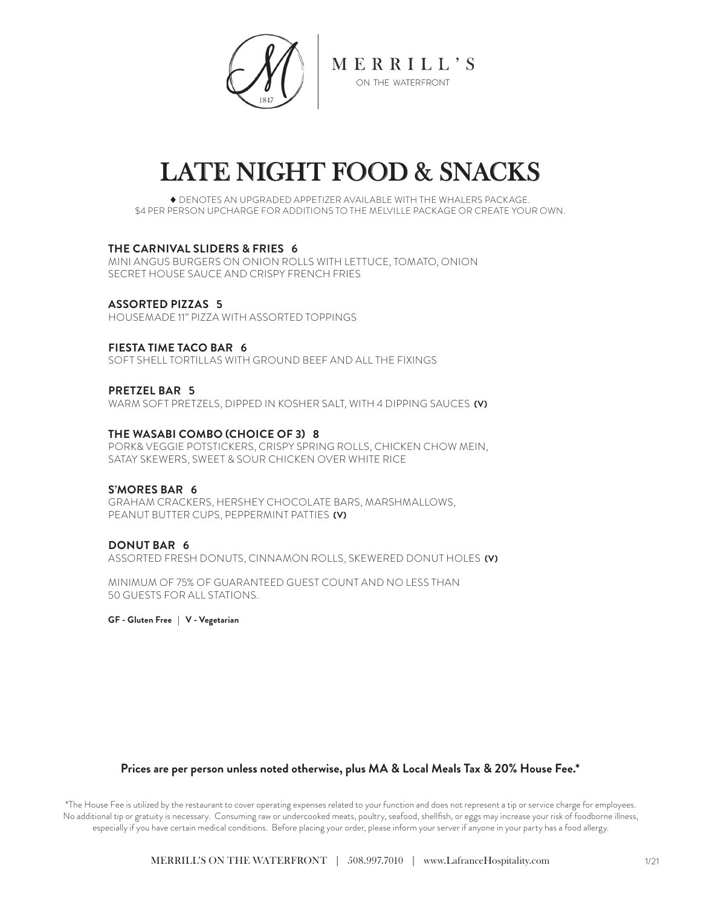MERRILL'S

ON THE WATERFRONT

# LATE NIGHT FOOD & SNACKS

♦ DENOTES AN UPGRADED APPETIZER AVAILABLE WITH THE WHALERS PACKAGE.
$4 PER PERSON UPCHARGE FOR ADDITIONS TO THE MELVILLE PACKAGE OR CREATE YOUR OWN.

**THE CARNIVAL SLIDERS & FRIES 6**
MINI ANGUS BURGERS ON ONION ROLLS WITH LETTUCE, TOMATO, ONION
SECRET HOUSE SAUCE AND CRISPY FRENCH FRIES

**ASSORTED PIZZAS 5**
HOUSEMADE 11" PIZZA WITH ASSORTED TOPPINGS

**FIESTA TIME TACO BAR 6**
SOFT SHELL TORTILLAS WITH GROUND BEEF AND ALL THE FIXINGS

**PRETZEL BAR 5**
WARM SOFT PRETZELS, DIPPED IN KOSHER SALT, WITH 4 DIPPING SAUCES **(V)**

**THE WASABI COMBO (CHOICE OF 3) 8**
PORK& VEGGIE POTSTICKERS, CRISPY SPRING ROLLS, CHICKEN CHOW MEIN,
SATAY SKEWERS, SWEET & SOUR CHICKEN OVER WHITE RICE

**S'MORES BAR 6**
GRAHAM CRACKERS, HERSHEY CHOCOLATE BARS, MARSHMALLOWS,
PEANUT BUTTER CUPS, PEPPERMINT PATTIES **(V)**

**DONUT BAR 6**
ASSORTED FRESH DONUTS, CINNAMON ROLLS, SKEWERED DONUT HOLES **(V)**

MINIMUM OF 75% OF GUARANTEED GUEST COUNT AND NO LESS THAN
50 GUESTS FOR ALL STATIONS.

**GF - Gluten Free** | **V - Vegetarian**

**Prices are per person unless noted otherwise, plus MA & Local Meals Tax & 20% House Fee.***

*The House Fee is utilized by the restaurant to cover operating expenses related to your function and does not represent a tip or service charge for employees. No additional tip or gratuity is necessary. Consuming raw or undercooked meats, poultry, seafood, shellfish, or eggs may increase your risk of foodborne illness, especially if you have certain medical conditions. Before placing your order, please inform your server if anyone in your party has a food allergy.

MERRILL'S ON THE WATERFRONT | 508.997.7010 | www.LafranceHospitality.com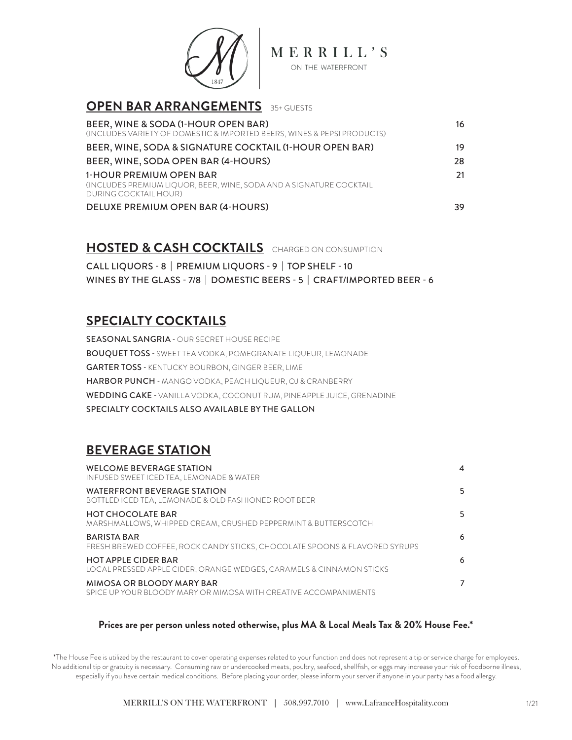MERRILL'S
ON THE WATERFRONT

## OPEN BAR ARRANGEMENTS 35+ GUESTS

| Item | Price |
|---|---|
| BEER, WINE & SODA (1-HOUR OPEN BAR)<br>(INCLUDES VARIETY OF DOMESTIC & IMPORTED BEERS, WINES & PEPSI PRODUCTS) | 16 |
| BEER, WINE, SODA & SIGNATURE COCKTAIL (1-HOUR OPEN BAR) | 19 |
| BEER, WINE, SODA OPEN BAR (4-HOURS) | 28 |
| 1-HOUR PREMIUM OPEN BAR<br>(INCLUDES PREMIUM LIQUOR, BEER, WINE, SODA AND A SIGNATURE COCKTAIL DURING COCKTAIL HOUR) | 21 |
| DELUXE PREMIUM OPEN BAR (4-HOURS) | 39 |

## HOSTED & CASH COCKTAILS CHARGED ON CONSUMPTION

CALL LIQUORS - 8 | PREMIUM LIQUORS - 9 | TOP SHELF - 10
WINES BY THE GLASS - 7/8 | DOMESTIC BEERS - 5 | CRAFT/IMPORTED BEER - 6

## SPECIALTY COCKTAILS

SEASONAL SANGRIA - OUR SECRET HOUSE RECIPE
BOUQUET TOSS - SWEET TEA VODKA, POMEGRANATE LIQUEUR, LEMONADE
GARTER TOSS - KENTUCKY BOURBON, GINGER BEER, LIME
HARBOR PUNCH - MANGO VODKA, PEACH LIQUEUR, OJ & CRANBERRY
WEDDING CAKE - VANILLA VODKA, COCONUT RUM, PINEAPPLE JUICE, GRENADINE
SPECIALTY COCKTAILS ALSO AVAILABLE BY THE GALLON

## BEVERAGE STATION

| Item | Price |
|---|---|
| WELCOME BEVERAGE STATION<br>INFUSED SWEET ICED TEA, LEMONADE & WATER | 4 |
| WATERFRONT BEVERAGE STATION<br>BOTTLED ICED TEA, LEMONADE & OLD FASHIONED ROOT BEER | 5 |
| HOT CHOCOLATE BAR<br>MARSHMALLOWS, WHIPPED CREAM, CRUSHED PEPPERMINT & BUTTERSCOTCH | 5 |
| BARISTA BAR<br>FRESH BREWED COFFEE, ROCK CANDY STICKS, CHOCOLATE SPOONS & FLAVORED SYRUPS | 6 |
| HOT APPLE CIDER BAR<br>LOCAL PRESSED APPLE CIDER, ORANGE WEDGES, CARAMELS & CINNAMON STICKS | 6 |
| MIMOSA OR BLOODY MARY BAR<br>SPICE UP YOUR BLOODY MARY OR MIMOSA WITH CREATIVE ACCOMPANIMENTS | 7 |

**Prices are per person unless noted otherwise, plus MA & Local Meals Tax & 20% House Fee.***

*The House Fee is utilized by the restaurant to cover operating expenses related to your function and does not represent a tip or service charge for employees. No additional tip or gratuity is necessary. Consuming raw or undercooked meats, poultry, seafood, shellfish, or eggs may increase your risk of foodborne illness, especially if you have certain medical conditions. Before placing your order, please inform your server if anyone in your party has a food allergy.

MERRILL'S ON THE WATERFRONT | 508.997.7010 | www.LafranceHospitality.com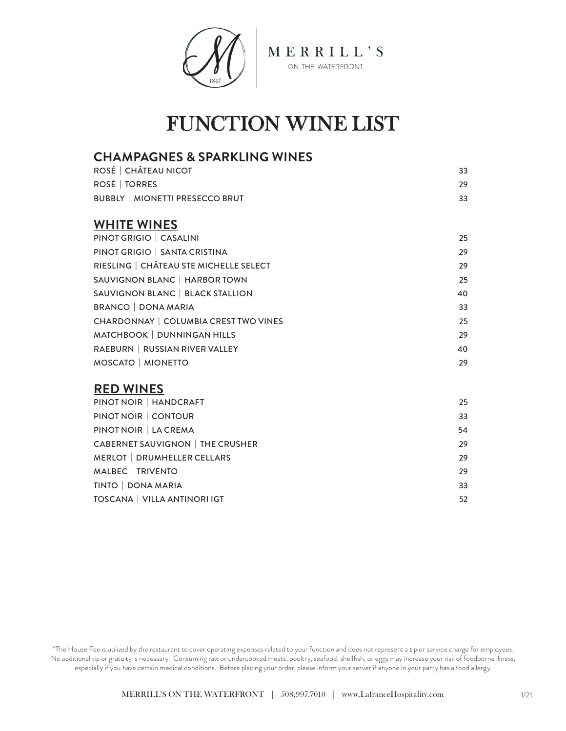MERRILL'S

ON THE WATERFRONT

# FUNCTION WINE LIST

## CHAMPAGNES & SPARKLING WINES

| | |
|---|---|
| ROSÉ \| CHÂTEAU NICOT | 33 |
| ROSÉ \| TORRES | 29 |
| BUBBLY \| MIONETTI PRESECCO BRUT | 33 |

## WHITE WINES

| | |
|---|---|
| PINOT GRIGIO \| CASALINI | 25 |
| PINOT GRIGIO \| SANTA CRISTINA | 29 |
| RIESLING \| CHÂTEAU STE MICHELLE SELECT | 29 |
| SAUVIGNON BLANC \| HARBOR TOWN | 25 |
| SAUVIGNON BLANC \| BLACK STALLION | 40 |
| BRANCO \| DONA MARIA | 33 |
| CHARDONNAY \| COLUMBIA CREST TWO VINES | 25 |
| MATCHBOOK \| DUNNINGAN HILLS | 29 |
| RAEBURN \| RUSSIAN RIVER VALLEY | 40 |
| MOSCATO \| MIONETTO | 29 |

## RED WINES

| | |
|---|---|
| PINOT NOIR \| HANDCRAFT | 25 |
| PINOT NOIR \| CONTOUR | 33 |
| PINOT NOIR \| LA CREMA | 54 |
| CABERNET SAUVIGNON \| THE CRUSHER | 29 |
| MERLOT \| DRUMHELLER CELLARS | 29 |
| MALBEC \| TRIVENTO | 29 |
| TINTO \| DONA MARIA | 33 |
| TOSCANA \| VILLA ANTINORI IGT | 52 |

*The House Fee is utilized by the restaurant to cover operating expenses related to your function and does not represent a tip or service charge for employees. No additional tip or gratuity is necessary. Consuming raw or undercooked meats, poultry, seafood, shellfish, or eggs may increase your risk of foodborne illness, especially if you have certain medical conditions. Before placing your order, please inform your server if anyone in your party has a food allergy.

MERRILL'S ON THE WATERFRONT | 508.997.7010 | www.LafranceHospitality.com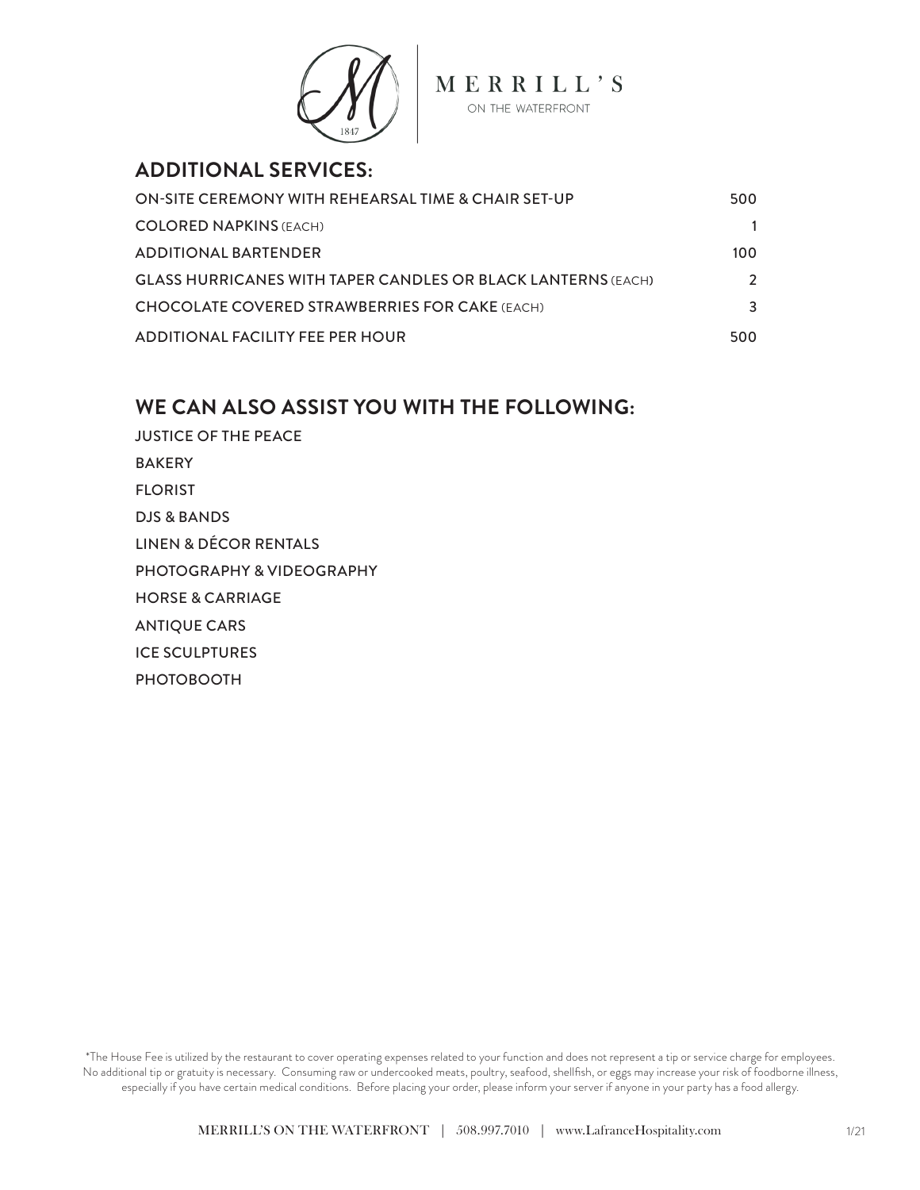MERRILL'S

ON THE WATERFRONT

## ADDITIONAL SERVICES:

| | |
|---|---|
| ON-SITE CEREMONY WITH REHEARSAL TIME & CHAIR SET-UP | 500 |
| COLORED NAPKINS (EACH) | 1 |
| ADDITIONAL BARTENDER | 100 |
| GLASS HURRICANES WITH TAPER CANDLES OR BLACK LANTERNS (EACH) | 2 |
| CHOCOLATE COVERED STRAWBERRIES FOR CAKE (EACH) | 3 |
| ADDITIONAL FACILITY FEE PER HOUR | 500 |

## WE CAN ALSO ASSIST YOU WITH THE FOLLOWING:

JUSTICE OF THE PEACE

BAKERY

FLORIST

DJS & BANDS

LINEN & DÉCOR RENTALS

PHOTOGRAPHY & VIDEOGRAPHY

HORSE & CARRIAGE

ANTIQUE CARS

ICE SCULPTURES

PHOTOBOOTH

*The House Fee is utilized by the restaurant to cover operating expenses related to your function and does not represent a tip or service charge for employees. No additional tip or gratuity is necessary. Consuming raw or undercooked meats, poultry, seafood, shellfish, or eggs may increase your risk of foodborne illness, especially if you have certain medical conditions. Before placing your order, please inform your server if anyone in your party has a food allergy.

MERRILL'S ON THE WATERFRONT | 508.997.7010 | www.LafranceHospitality.com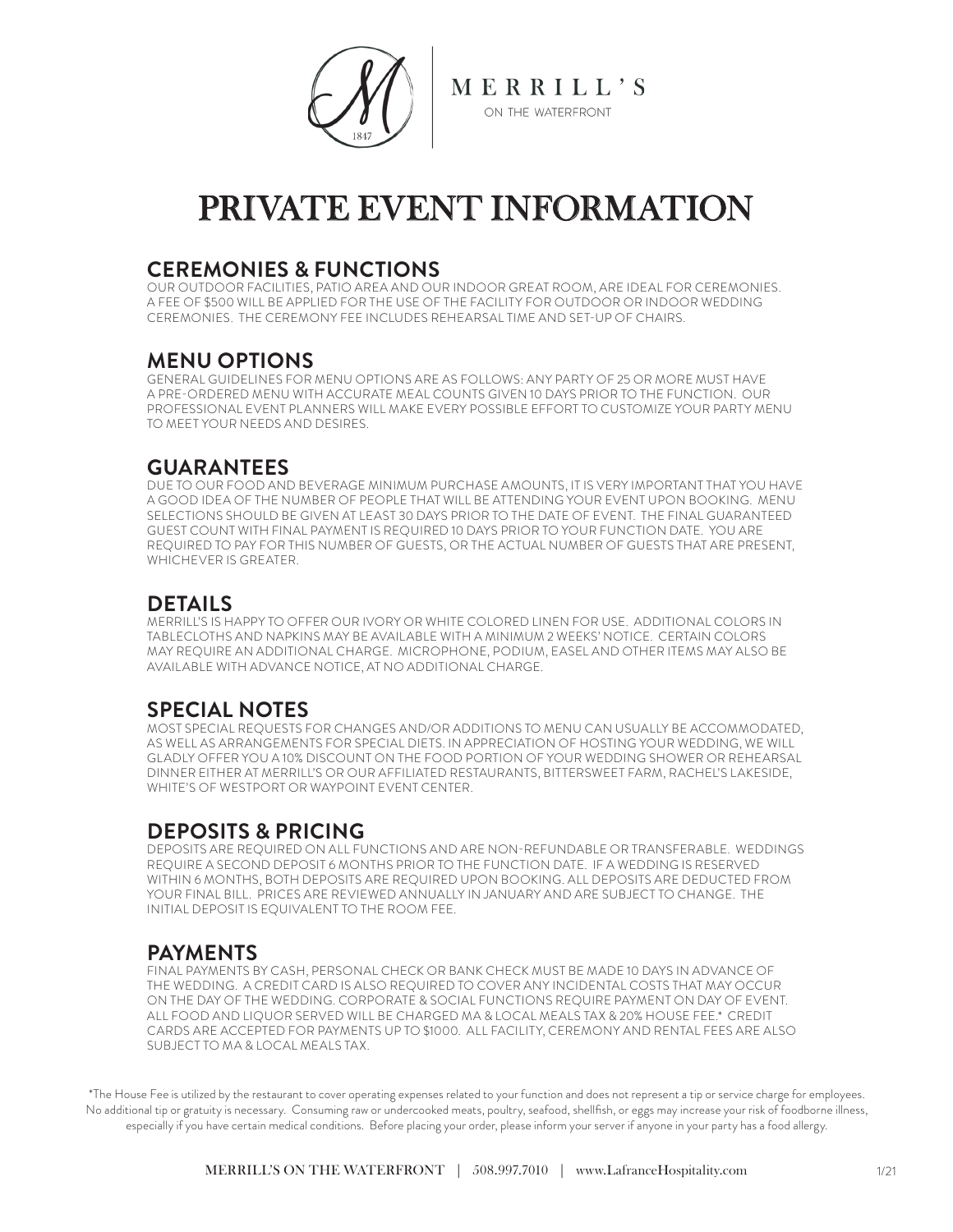MERRILL'S
ON THE WATERFRONT

# PRIVATE EVENT INFORMATION

## CEREMONIES & FUNCTIONS

OUR OUTDOOR FACILITIES, PATIO AREA AND OUR INDOOR GREAT ROOM, ARE IDEAL FOR CEREMONIES. A FEE OF $500 WILL BE APPLIED FOR THE USE OF THE FACILITY FOR OUTDOOR OR INDOOR WEDDING CEREMONIES. THE CEREMONY FEE INCLUDES REHEARSAL TIME AND SET-UP OF CHAIRS.

## MENU OPTIONS

GENERAL GUIDELINES FOR MENU OPTIONS ARE AS FOLLOWS: ANY PARTY OF 25 OR MORE MUST HAVE A PRE-ORDERED MENU WITH ACCURATE MEAL COUNTS GIVEN 10 DAYS PRIOR TO THE FUNCTION. OUR PROFESSIONAL EVENT PLANNERS WILL MAKE EVERY POSSIBLE EFFORT TO CUSTOMIZE YOUR PARTY MENU TO MEET YOUR NEEDS AND DESIRES.

## GUARANTEES

DUE TO OUR FOOD AND BEVERAGE MINIMUM PURCHASE AMOUNTS, IT IS VERY IMPORTANT THAT YOU HAVE A GOOD IDEA OF THE NUMBER OF PEOPLE THAT WILL BE ATTENDING YOUR EVENT UPON BOOKING. MENU SELECTIONS SHOULD BE GIVEN AT LEAST 30 DAYS PRIOR TO THE DATE OF EVENT. THE FINAL GUARANTEED GUEST COUNT WITH FINAL PAYMENT IS REQUIRED 10 DAYS PRIOR TO YOUR FUNCTION DATE. YOU ARE REQUIRED TO PAY FOR THIS NUMBER OF GUESTS, OR THE ACTUAL NUMBER OF GUESTS THAT ARE PRESENT, WHICHEVER IS GREATER.

## DETAILS

MERRILL'S IS HAPPY TO OFFER OUR IVORY OR WHITE COLORED LINEN FOR USE. ADDITIONAL COLORS IN TABLECLOTHS AND NAPKINS MAY BE AVAILABLE WITH A MINIMUM 2 WEEKS' NOTICE. CERTAIN COLORS MAY REQUIRE AN ADDITIONAL CHARGE. MICROPHONE, PODIUM, EASEL AND OTHER ITEMS MAY ALSO BE AVAILABLE WITH ADVANCE NOTICE, AT NO ADDITIONAL CHARGE.

## SPECIAL NOTES

MOST SPECIAL REQUESTS FOR CHANGES AND/OR ADDITIONS TO MENU CAN USUALLY BE ACCOMMODATED, AS WELL AS ARRANGEMENTS FOR SPECIAL DIETS. IN APPRECIATION OF HOSTING YOUR WEDDING, WE WILL GLADLY OFFER YOU A 10% DISCOUNT ON THE FOOD PORTION OF YOUR WEDDING SHOWER OR REHEARSAL DINNER EITHER AT MERRILL'S OR OUR AFFILIATED RESTAURANTS, BITTERSWEET FARM, RACHEL'S LAKESIDE, WHITE'S OF WESTPORT OR WAYPOINT EVENT CENTER.

## DEPOSITS & PRICING

DEPOSITS ARE REQUIRED ON ALL FUNCTIONS AND ARE NON-REFUNDABLE OR TRANSFERABLE. WEDDINGS REQUIRE A SECOND DEPOSIT 6 MONTHS PRIOR TO THE FUNCTION DATE. IF A WEDDING IS RESERVED WITHIN 6 MONTHS, BOTH DEPOSITS ARE REQUIRED UPON BOOKING. ALL DEPOSITS ARE DEDUCTED FROM YOUR FINAL BILL. PRICES ARE REVIEWED ANNUALLY IN JANUARY AND ARE SUBJECT TO CHANGE. THE INITIAL DEPOSIT IS EQUIVALENT TO THE ROOM FEE.

## PAYMENTS

FINAL PAYMENTS BY CASH, PERSONAL CHECK OR BANK CHECK MUST BE MADE 10 DAYS IN ADVANCE OF THE WEDDING. A CREDIT CARD IS ALSO REQUIRED TO COVER ANY INCIDENTAL COSTS THAT MAY OCCUR ON THE DAY OF THE WEDDING. CORPORATE & SOCIAL FUNCTIONS REQUIRE PAYMENT ON DAY OF EVENT. ALL FOOD AND LIQUOR SERVED WILL BE CHARGED MA & LOCAL MEALS TAX & 20% HOUSE FEE.* CREDIT CARDS ARE ACCEPTED FOR PAYMENTS UP TO $1000. ALL FACILITY, CEREMONY AND RENTAL FEES ARE ALSO SUBJECT TO MA & LOCAL MEALS TAX.

*The House Fee is utilized by the restaurant to cover operating expenses related to your function and does not represent a tip or service charge for employees. No additional tip or gratuity is necessary. Consuming raw or undercooked meats, poultry, seafood, shellfish, or eggs may increase your risk of foodborne illness, especially if you have certain medical conditions. Before placing your order, please inform your server if anyone in your party has a food allergy.

MERRILL'S ON THE WATERFRONT | 508.997.7010 | www.LafranceHospitality.com